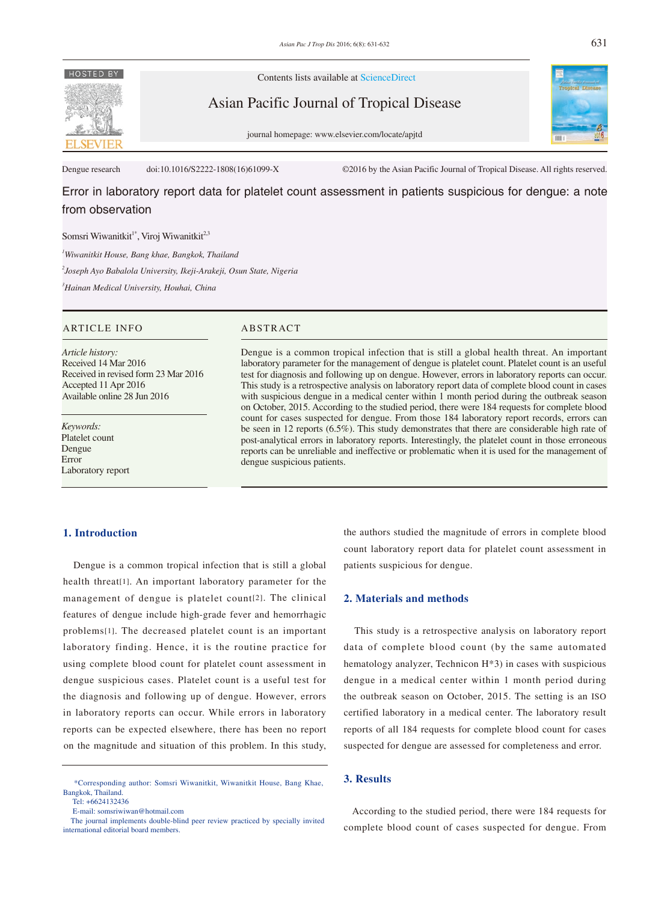Contents lists available at ScienceDirect

Asian Pacific Journal of Tropical Disease

journal homepage: www.elsevier.com/locate/apjtd

Dengue research doi:10.1016/S2222-1808(16)61099-X ©2016 by the Asian Pacific Journal of Tropical Disease. All rights reserved.

# Error in laboratory report data for platelet count assessment in patients suspicious for dengue: a note from observation

Somsri Wiwanitkit[1*], Viroj Wiwanitkit[2,3]

[1]*Wiwanitkit House, Bang khae, Bangkok, Thailand*

[2]*Joseph Ayo Babalola University, Ikeji-Arakeji, Osun State, Nigeria*

[3]*Hainan Medical University, Houhai, China*

## ARTICLE INFO

*Article history:*
Received 14 Mar 2016
Received in revised form 23 Mar 2016
Accepted 11 Apr 2016
Available online 28 Jun 2016

*Keywords:*
Platelet count
Dengue
Error
Laboratory report

## ABSTRACT

Dengue is a common tropical infection that is still a global health threat. An important laboratory parameter for the management of dengue is platelet count. Platelet count is an useful test for diagnosis and following up on dengue. However, errors in laboratory reports can occur. This study is a retrospective analysis on laboratory report data of complete blood count in cases with suspicious dengue in a medical center within 1 month period during the outbreak season on October, 2015. According to the studied period, there were 184 requests for complete blood count for cases suspected for dengue. From those 184 laboratory report records, errors can be seen in 12 reports (6.5%). This study demonstrates that there are considerable high rate of post-analytical errors in laboratory reports. Interestingly, the platelet count in those erroneous reports can be unreliable and ineffective or problematic when it is used for the management of dengue suspicious patients.

## 1. Introduction

Dengue is a common tropical infection that is still a global health threat[1]. An important laboratory parameter for the management of dengue is platelet count[2]. The clinical features of dengue include high-grade fever and hemorrhagic problems[1]. The decreased platelet count is an important laboratory finding. Hence, it is the routine practice for using complete blood count for platelet count assessment in dengue suspicious cases. Platelet count is a useful test for the diagnosis and following up of dengue. However, errors in laboratory reports can occur. While errors in laboratory reports can be expected elsewhere, there has been no report on the magnitude and situation of this problem. In this study, the authors studied the magnitude of errors in complete blood count laboratory report data for platelet count assessment in patients suspicious for dengue.

## 2. Materials and methods

This study is a retrospective analysis on laboratory report data of complete blood count (by the same automated hematology analyzer, Technicon H*3) in cases with suspicious dengue in a medical center within 1 month period during the outbreak season on October, 2015. The setting is an ISO certified laboratory in a medical center. The laboratory result reports of all 184 requests for complete blood count for cases suspected for dengue are assessed for completeness and error.

## 3. Results

According to the studied period, there were 184 requests for complete blood count of cases suspected for dengue. From

*Corresponding author: Somsri Wiwanitkit, Wiwanitkit House, Bang Khae, Bangkok, Thailand.
Tel: +6624132436
E-mail: somsriwiwan@hotmail.com
The journal implements double-blind peer review practiced by specially invited international editorial board members.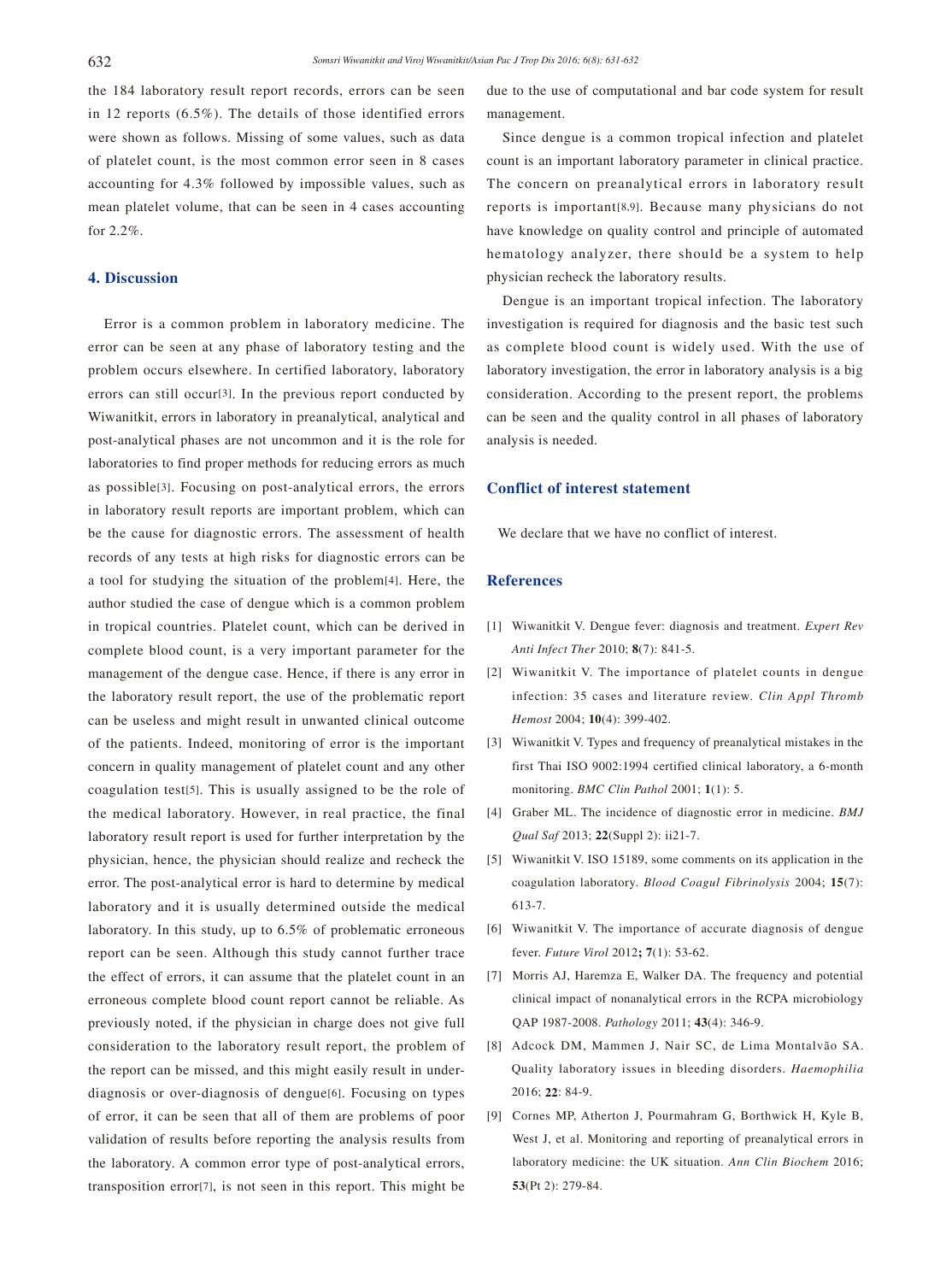the 184 laboratory result report records, errors can be seen in 12 reports (6.5%). The details of those identified errors were shown as follows. Missing of some values, such as data of platelet count, is the most common error seen in 8 cases accounting for 4.3% followed by impossible values, such as mean platelet volume, that can be seen in 4 cases accounting for 2.2%.

## 4. Discussion

Error is a common problem in laboratory medicine. The error can be seen at any phase of laboratory testing and the problem occurs elsewhere. In certified laboratory, laboratory errors can still occur[3]. In the previous report conducted by Wiwanitkit, errors in laboratory in preanalytical, analytical and post-analytical phases are not uncommon and it is the role for laboratories to find proper methods for reducing errors as much as possible[3]. Focusing on post-analytical errors, the errors in laboratory result reports are important problem, which can be the cause for diagnostic errors. The assessment of health records of any tests at high risks for diagnostic errors can be a tool for studying the situation of the problem[4]. Here, the author studied the case of dengue which is a common problem in tropical countries. Platelet count, which can be derived in complete blood count, is a very important parameter for the management of the dengue case. Hence, if there is any error in the laboratory result report, the use of the problematic report can be useless and might result in unwanted clinical outcome of the patients. Indeed, monitoring of error is the important concern in quality management of platelet count and any other coagulation test[5]. This is usually assigned to be the role of the medical laboratory. However, in real practice, the final laboratory result report is used for further interpretation by the physician, hence, the physician should realize and recheck the error. The post-analytical error is hard to determine by medical laboratory and it is usually determined outside the medical laboratory. In this study, up to 6.5% of problematic erroneous report can be seen. Although this study cannot further trace the effect of errors, it can assume that the platelet count in an erroneous complete blood count report cannot be reliable. As previously noted, if the physician in charge does not give full consideration to the laboratory result report, the problem of the report can be missed, and this might easily result in under-diagnosis or over-diagnosis of dengue[6]. Focusing on types of error, it can be seen that all of them are problems of poor validation of results before reporting the analysis results from the laboratory. A common error type of post-analytical errors, transposition error[7], is not seen in this report. This might be due to the use of computational and bar code system for result management.

Since dengue is a common tropical infection and platelet count is an important laboratory parameter in clinical practice. The concern on preanalytical errors in laboratory result reports is important[8,9]. Because many physicians do not have knowledge on quality control and principle of automated hematology analyzer, there should be a system to help physician recheck the laboratory results.

Dengue is an important tropical infection. The laboratory investigation is required for diagnosis and the basic test such as complete blood count is widely used. With the use of laboratory investigation, the error in laboratory analysis is a big consideration. According to the present report, the problems can be seen and the quality control in all phases of laboratory analysis is needed.

## Conflict of interest statement

We declare that we have no conflict of interest.

## References

[1] Wiwanitkit V. Dengue fever: diagnosis and treatment. *Expert Rev Anti Infect Ther* 2010; **8**(7): 841-5.

[2] Wiwanitkit V. The importance of platelet counts in dengue infection: 35 cases and literature review. *Clin Appl Thromb Hemost* 2004; **10**(4): 399-402.

[3] Wiwanitkit V. Types and frequency of preanalytical mistakes in the first Thai ISO 9002:1994 certified clinical laboratory, a 6-month monitoring. *BMC Clin Pathol* 2001; **1**(1): 5.

[4] Graber ML. The incidence of diagnostic error in medicine. *BMJ Qual Saf* 2013; **22**(Suppl 2): ii21-7.

[5] Wiwanitkit V. ISO 15189, some comments on its application in the coagulation laboratory. *Blood Coagul Fibrinolysis* 2004; **15**(7): 613-7.

[6] Wiwanitkit V. The importance of accurate diagnosis of dengue fever. *Future Virol* 2012**;** **7**(1): 53-62.

[7] Morris AJ, Haremza E, Walker DA. The frequency and potential clinical impact of nonanalytical errors in the RCPA microbiology QAP 1987-2008. *Pathology* 2011; **43**(4): 346-9.

[8] Adcock DM, Mammen J, Nair SC, de Lima Montalvão SA. Quality laboratory issues in bleeding disorders. *Haemophilia* 2016; **22**: 84-9.

[9] Cornes MP, Atherton J, Pourmahram G, Borthwick H, Kyle B, West J, et al. Monitoring and reporting of preanalytical errors in laboratory medicine: the UK situation. *Ann Clin Biochem* 2016; **53**(Pt 2): 279-84.